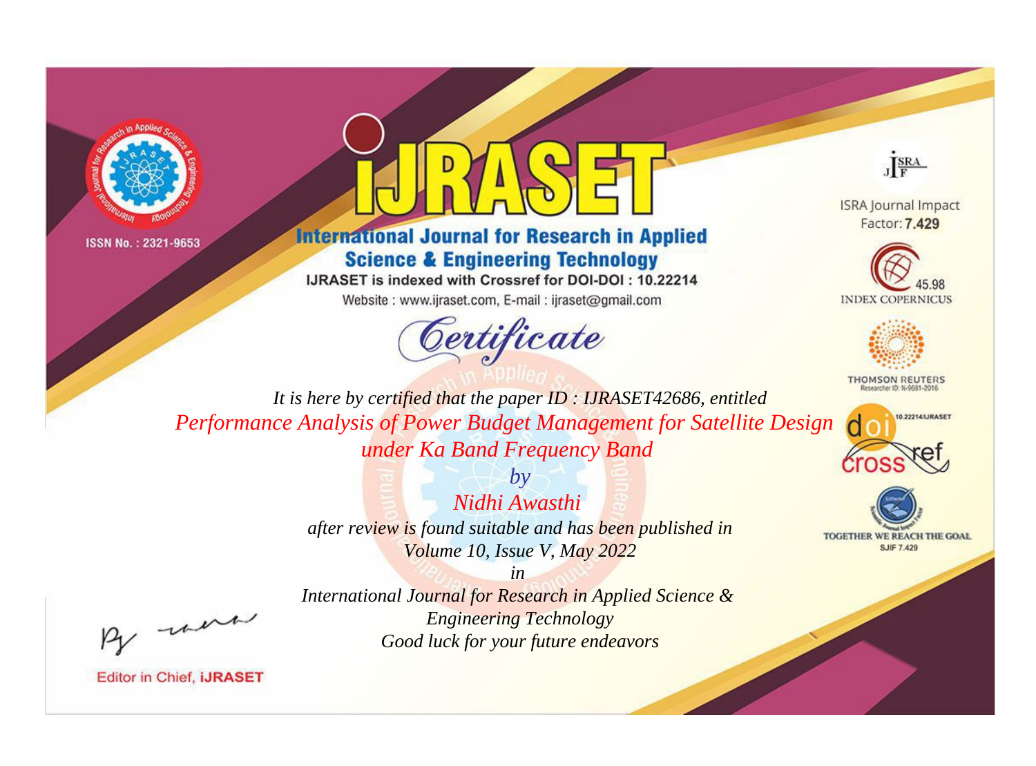ISSN No. : 2321-9653

# IJRASET

## International Journal for Research in Applied Science & Engineering Technology

IJRASET is indexed with Crossref for DOI-DOI : 10.22214

Website : www.ijraset.com, E-mail : ijraset@gmail.com

ISRA Journal Impact Factor: **7.429**

45.98 INDEX COPERNICUS

THOMSON REUTERS Researcher ID: N-9681-2016

10.22214/IJRASET

TOGETHER WE REACH THE GOAL SJIF 7.429

# *Certificate*

*It is here by certified that the paper ID : IJRASET42686, entitled*

*Performance Analysis of Power Budget Management for Satellite Design under Ka Band Frequency Band*

*by*

*Nidhi Awasthi*

*after review is found suitable and has been published in*

*Volume 10, Issue V, May 2022*

*in*

*International Journal for Research in Applied Science & Engineering Technology*

*Good luck for your future endeavors*

Editor in Chief, **iJRASET**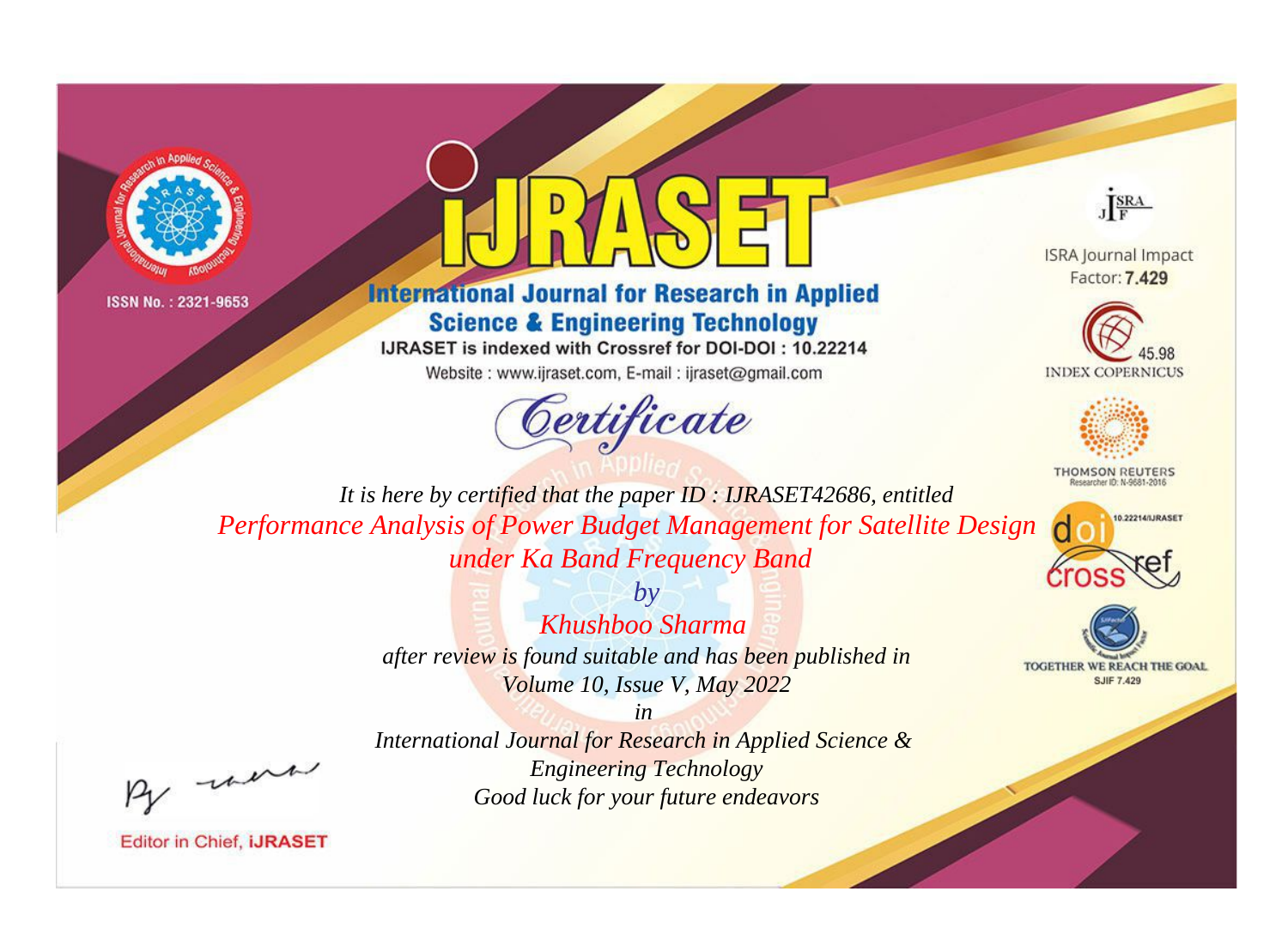ISSN No. : 2321-9653

# IJRASET

## International Journal for Research in Applied Science & Engineering Technology

IJRASET is indexed with Crossref for DOI-DOI : 10.22214

Website : www.ijraset.com, E-mail : ijraset@gmail.com

ISRA Journal Impact Factor: **7.429**

45.98 INDEX COPERNICUS

THOMSON REUTERS Researcher ID: N-9681-2016

10.22214/IJRASET

TOGETHER WE REACH THE GOAL SJIF 7.429

# *Certificate*

*It is here by certified that the paper ID : IJRASET42686, entitled*

*Performance Analysis of Power Budget Management for Satellite Design under Ka Band Frequency Band*

*by*

*Khushboo Sharma*

*after review is found suitable and has been published in*

*Volume 10, Issue V, May 2022*

*in*

*International Journal for Research in Applied Science & Engineering Technology*

*Good luck for your future endeavors*

Editor in Chief, **iJRASET**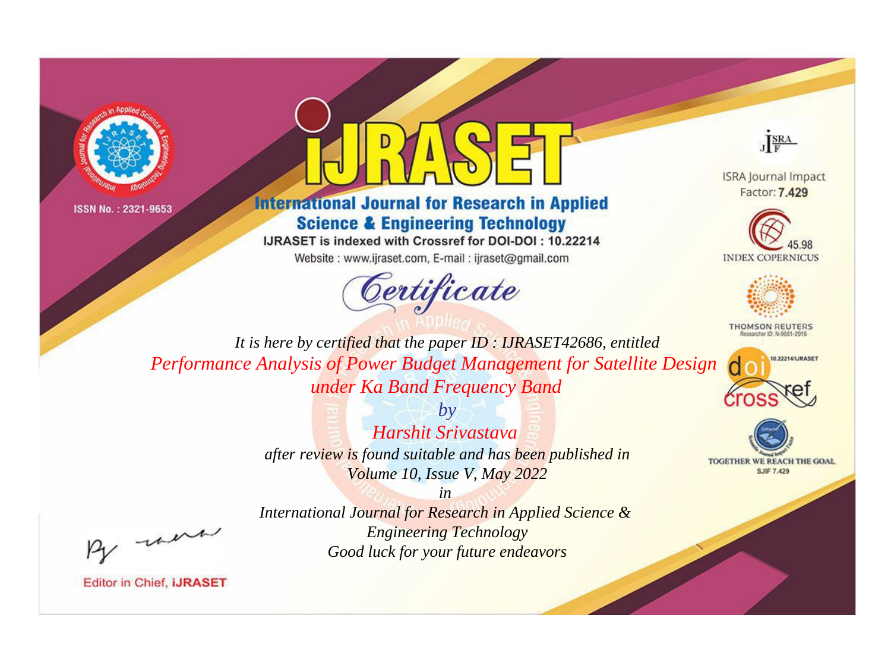ISSN No. : 2321-9653

# iJRASET

## International Journal for Research in Applied Science & Engineering Technology

IJRASET is indexed with Crossref for DOI-DOI : 10.22214

Website : www.ijraset.com, E-mail : ijraset@gmail.com

ISRA Journal Impact Factor: **7.429**

45.98 INDEX COPERNICUS

THOMSON REUTERS Researcher ID: N-9681-2016

10.22214/IJRASET

TOGETHER WE REACH THE GOAL SJIF 7.429

# *Certificate*

*It is here by certified that the paper ID : IJRASET42686, entitled*

*Performance Analysis of Power Budget Management for Satellite Design under Ka Band Frequency Band*

*by*

*Harshit Srivastava*

*after review is found suitable and has been published in*

*Volume 10, Issue V, May 2022*

*in*

*International Journal for Research in Applied Science & Engineering Technology*

*Good luck for your future endeavors*

Editor in Chief, **iJRASET**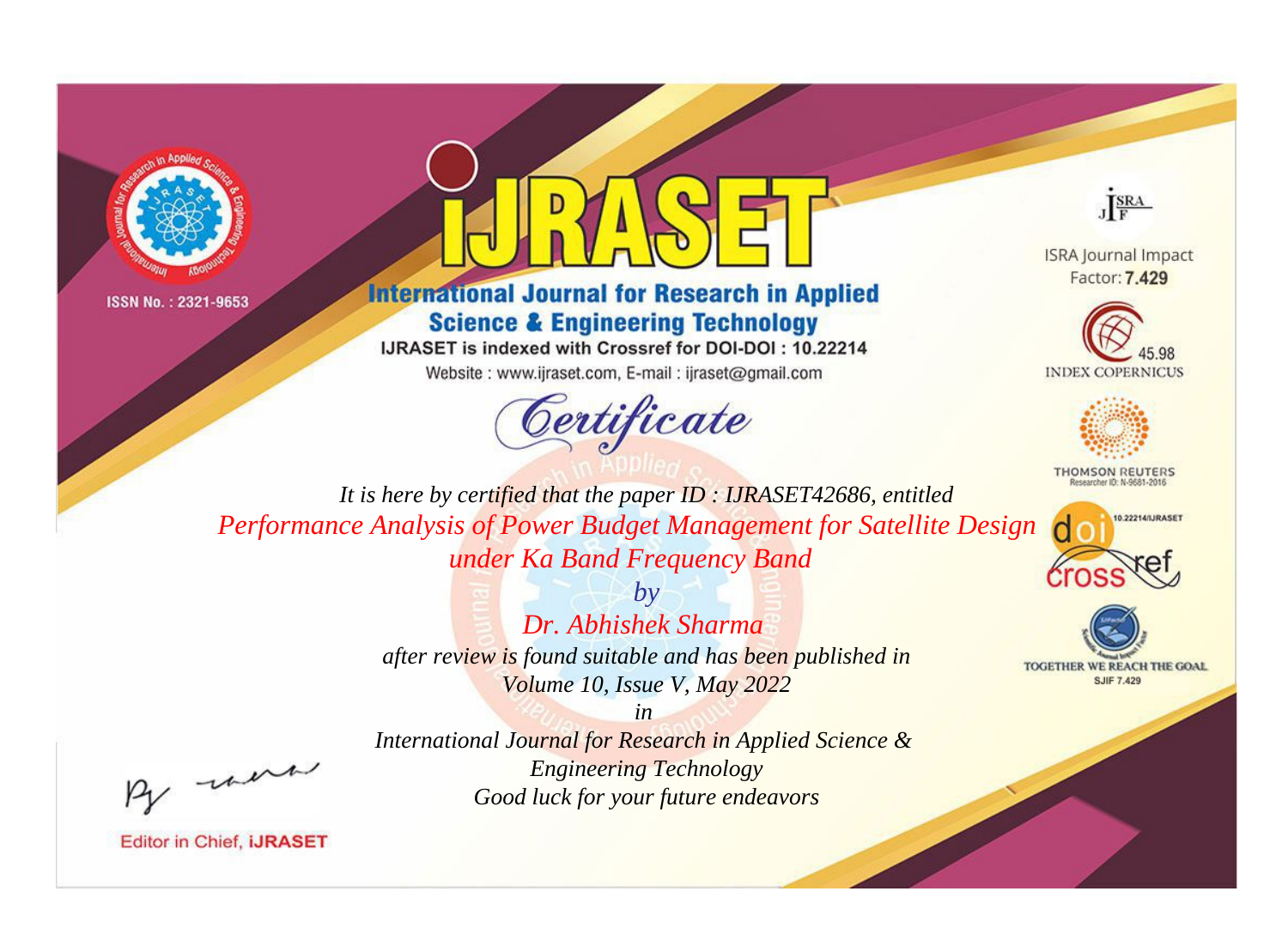ISSN No. : 2321-9653

# IJRASET

## International Journal for Research in Applied Science & Engineering Technology

IJRASET is indexed with Crossref for DOI-DOI : 10.22214

Website : www.ijraset.com, E-mail : ijraset@gmail.com

*Certificate*

ISRA Journal Impact Factor: **7.429**

45.98 INDEX COPERNICUS

THOMSON REUTERS Researcher ID: N-9681-2016

10.22214/IJRASET

TOGETHER WE REACH THE GOAL SJIF 7.429

*It is here by certified that the paper ID : IJRASET42686, entitled*

*Performance Analysis of Power Budget Management for Satellite Design under Ka Band Frequency Band*

*by*

*Dr. Abhishek Sharma*

*after review is found suitable and has been published in*

*Volume 10, Issue V, May 2022*

*in*

*International Journal for Research in Applied Science & Engineering Technology*

*Good luck for your future endeavors*

Editor in Chief, IJRASET